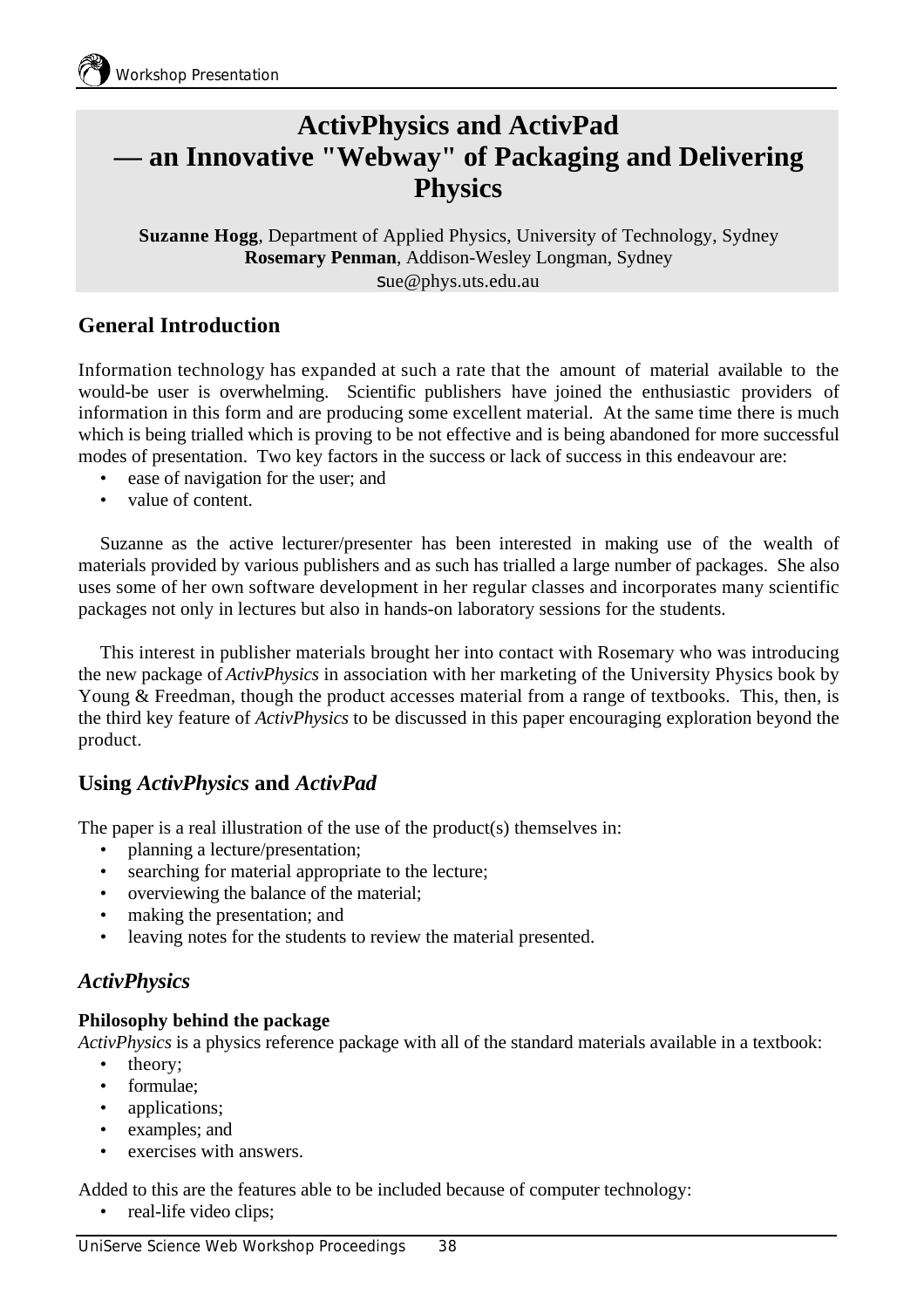# ActivPhysics and ActivPad — an Innovative "Webway" of Packaging and Delivering Physics

**Suzanne Hogg**, Department of Applied Physics, University of Technology, Sydney
**Rosemary Penman**, Addison-Wesley Longman, Sydney
sue@phys.uts.edu.au

## General Introduction

Information technology has expanded at such a rate that the amount of material available to the would-be user is overwhelming. Scientific publishers have joined the enthusiastic providers of information in this form and are producing some excellent material. At the same time there is much which is being trialled which is proving to be not effective and is being abandoned for more successful modes of presentation. Two key factors in the success or lack of success in this endeavour are:

- ease of navigation for the user; and
- value of content.

Suzanne as the active lecturer/presenter has been interested in making use of the wealth of materials provided by various publishers and as such has trialled a large number of packages. She also uses some of her own software development in her regular classes and incorporates many scientific packages not only in lectures but also in hands-on laboratory sessions for the students.

This interest in publisher materials brought her into contact with Rosemary who was introducing the new package of *ActivPhysics* in association with her marketing of the University Physics book by Young & Freedman, though the product accesses material from a range of textbooks. This, then, is the third key feature of *ActivPhysics* to be discussed in this paper encouraging exploration beyond the product.

## Using *ActivPhysics* and *ActivPad*

The paper is a real illustration of the use of the product(s) themselves in:

- planning a lecture/presentation;
- searching for material appropriate to the lecture;
- overviewing the balance of the material;
- making the presentation; and
- leaving notes for the students to review the material presented.

## *ActivPhysics*

### Philosophy behind the package

*ActivPhysics* is a physics reference package with all of the standard materials available in a textbook:

- theory;
- formulae;
- applications;
- examples; and
- exercises with answers.

Added to this are the features able to be included because of computer technology:

- real-life video clips;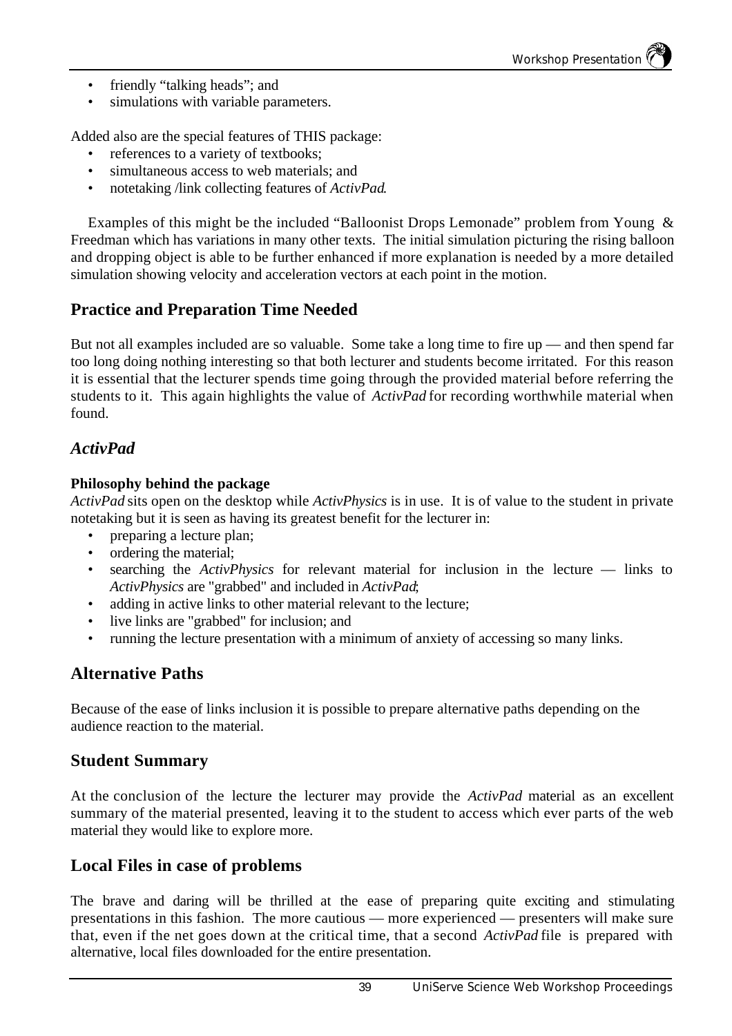- friendly "talking heads"; and
- simulations with variable parameters.

Added also are the special features of THIS package:

- references to a variety of textbooks;
- simultaneous access to web materials; and
- notetaking /link collecting features of *ActivPad*.

Examples of this might be the included "Balloonist Drops Lemonade" problem from Young & Freedman which has variations in many other texts. The initial simulation picturing the rising balloon and dropping object is able to be further enhanced if more explanation is needed by a more detailed simulation showing velocity and acceleration vectors at each point in the motion.

## Practice and Preparation Time Needed

But not all examples included are so valuable. Some take a long time to fire up — and then spend far too long doing nothing interesting so that both lecturer and students become irritated. For this reason it is essential that the lecturer spends time going through the provided material before referring the students to it. This again highlights the value of *ActivPad* for recording worthwhile material when found.

## *ActivPad*

**Philosophy behind the package**

*ActivPad* sits open on the desktop while *ActivPhysics* is in use. It is of value to the student in private notetaking but it is seen as having its greatest benefit for the lecturer in:

- preparing a lecture plan;
- ordering the material;
- searching the *ActivPhysics* for relevant material for inclusion in the lecture — links to *ActivPhysics* are "grabbed" and included in *ActivPad*;
- adding in active links to other material relevant to the lecture;
- live links are "grabbed" for inclusion; and
- running the lecture presentation with a minimum of anxiety of accessing so many links.

## Alternative Paths

Because of the ease of links inclusion it is possible to prepare alternative paths depending on the audience reaction to the material.

## Student Summary

At the conclusion of the lecture the lecturer may provide the *ActivPad* material as an excellent summary of the material presented, leaving it to the student to access which ever parts of the web material they would like to explore more.

## Local Files in case of problems

The brave and daring will be thrilled at the ease of preparing quite exciting and stimulating presentations in this fashion. The more cautious — more experienced — presenters will make sure that, even if the net goes down at the critical time, that a second *ActivPad* file is prepared with alternative, local files downloaded for the entire presentation.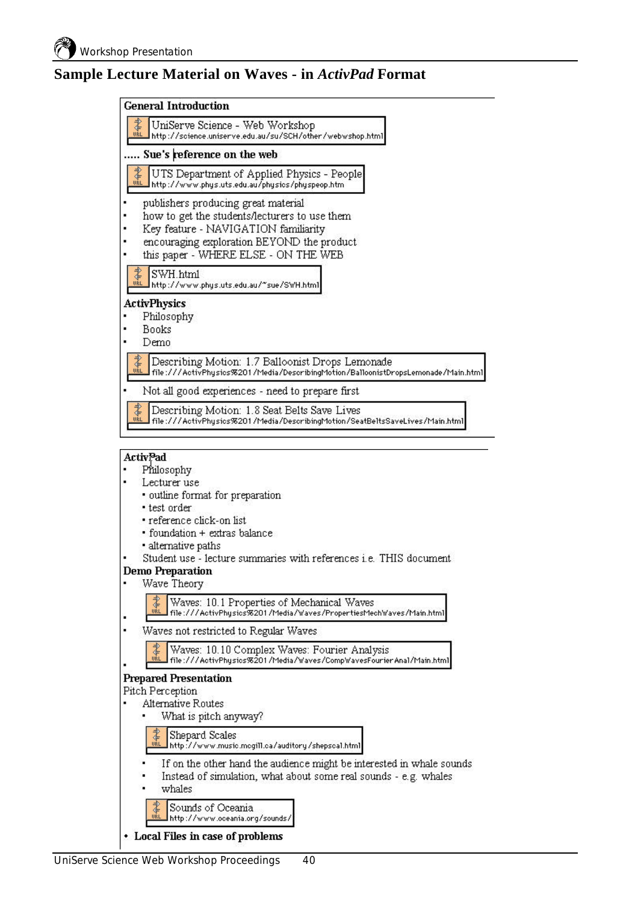## Sample Lecture Material on Waves - in *ActivPad* Format

**General Introduction**

UniServe Science - Web Workshop
http://science.uniserve.edu.au/su/SCH/other/webwshop.html

**..... Sue's reference on the web**

UTS Department of Applied Physics - People
http://www.phys.uts.edu.au/physics/physpeop.htm

- publishers producing great material
- how to get the students/lecturers to use them
- Key feature - NAVIGATION familiarity
- encouraging exploration BEYOND the product
- this paper - WHERE ELSE - ON THE WEB

SWH.html
http://www.phys.uts.edu.au/~sue/SWH.html

**ActivPhysics**

- Philosophy
- Books
- Demo

Describing Motion: 1.7 Balloonist Drops Lemonade
file:///ActivPhysics%201/Media/DescribingMotion/BalloonistDropsLemonade/Main.html

- Not all good experiences - need to prepare first

Describing Motion: 1.8 Seat Belts Save Lives
file:///ActivPhysics%201/Media/DescribingMotion/SeatBeltsSaveLives/Main.html

**ActivPad**

- Philosophy
- Lecturer use
  - outline format for preparation
  - test order
  - reference click-on list
  - foundation + extras balance
  - alternative paths
- Student use - lecture summaries with references i.e. THIS document

**Demo Preparation**

- Wave Theory

Waves: 10.1 Properties of Mechanical Waves
file:///ActivPhysics%201/Media/Waves/PropertiesMechWaves/Main.html

- Waves not restricted to Regular Waves

Waves: 10.10 Complex Waves: Fourier Analysis
file:///ActivPhysics%201/Media/Waves/CompWavesFourierAnal/Main.html

**Prepared Presentation**

Pitch Perception

- Alternative Routes
  - What is pitch anyway?

Shepard Scales
http://www.music.mcgill.ca/auditory/shepscal.html

  - If on the other hand the audience might be interested in whale sounds
  - Instead of simulation, what about some real sounds - e.g. whales
  - whales

Sounds of Oceania
http://www.oceania.org/sounds/

- **Local Files in case of problems**